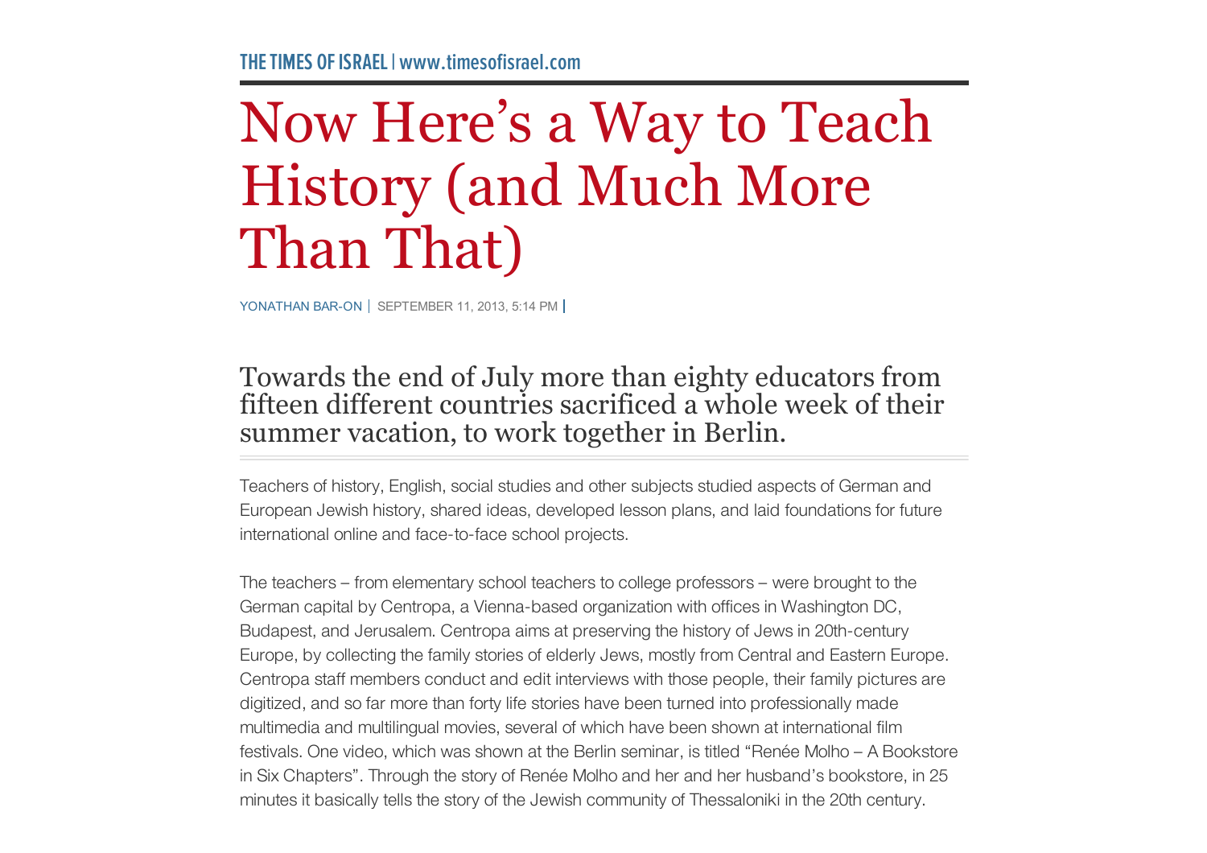THE TIMES OF ISRAEL | www.timesofisrael.com

# Now Here's a Way to Teach History (and Much More Than That)

YONATHAN BAR-ON | SEPTEMBER 11, 2013, 5:14 PM

## Towards the end of July more than eighty educators from fifteen different countries sacrificed a whole week of their summer vacation, to work together in Berlin.

Teachers of history, English, social studies and other subjects studied aspects of German and European Jewish history, shared ideas, developed lesson plans, and laid foundations for future international online and face-to-face school projects.

The teachers – from elementary school teachers to college professors – were brought to the German capital by Centropa, a Vienna-based organization with offices in Washington DC, Budapest, and Jerusalem. Centropa aims at preserving the history of Jews in 20th-century Europe, by collecting the family stories of elderly Jews, mostly from Central and Eastern Europe. Centropa staff members conduct and edit interviews with those people, their family pictures are digitized, and so far more than forty life stories have been turned into professionally made multimedia and multilingual movies, several of which have been shown at international film festivals. One video, which was shown at the Berlin seminar, is titled "Renée Molho – A Bookstore in Six Chapters". Through the story of Renée Molho and her and her husband's bookstore, in 25 minutes it basically tells the story of the Jewish community of Thessaloniki in the 20th century.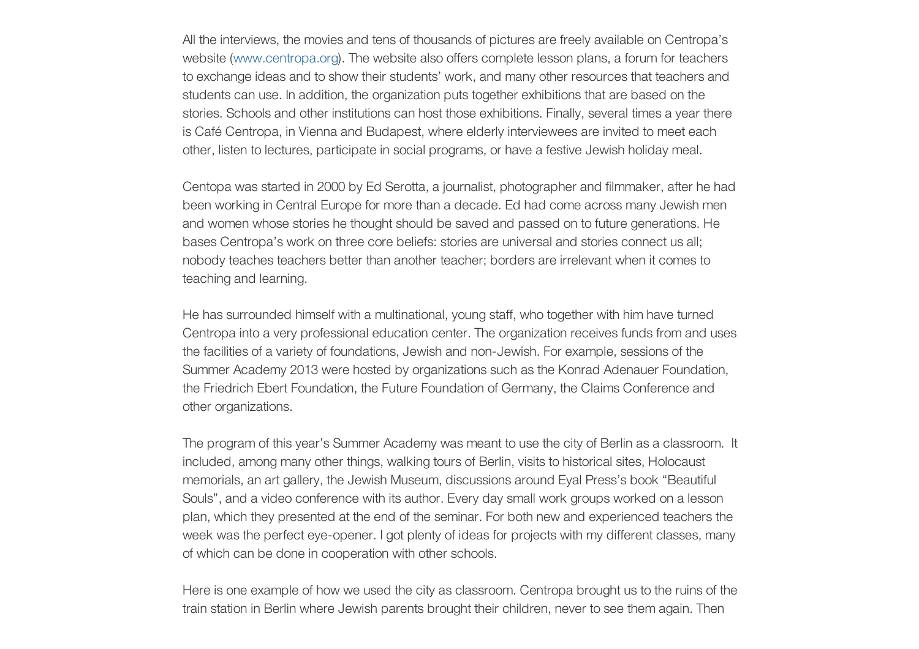All the interviews, the movies and tens of thousands of pictures are freely available on Centropa's website (www.centropa.org). The website also offers complete lesson plans, a forum for teachers to exchange ideas and to show their students' work, and many other resources that teachers and students can use. In addition, the organization puts together exhibitions that are based on the stories. Schools and other institutions can host those exhibitions. Finally, several times a year there is Café Centropa, in Vienna and Budapest, where elderly interviewees are invited to meet each other, listen to lectures, participate in social programs, or have a festive Jewish holiday meal.

Centopa was started in 2000 by Ed Serotta, a journalist, photographer and filmmaker, after he had been working in Central Europe for more than a decade. Ed had come across many Jewish men and women whose stories he thought should be saved and passed on to future generations. He bases Centropa's work on three core beliefs: stories are universal and stories connect us all; nobody teaches teachers better than another teacher; borders are irrelevant when it comes to teaching and learning.

He has surrounded himself with a multinational, young staff, who together with him have turned Centropa into a very professional education center. The organization receives funds from and uses the facilities of a variety of foundations, Jewish and non-Jewish. For example, sessions of the Summer Academy 2013 were hosted by organizations such as the Konrad Adenauer Foundation, the Friedrich Ebert Foundation, the Future Foundation of Germany, the Claims Conference and other organizations.

The program of this year's Summer Academy was meant to use the city of Berlin as a classroom. It included, among many other things, walking tours of Berlin, visits to historical sites, Holocaust memorials, an art gallery, the Jewish Museum, discussions around Eyal Press's book "Beautiful Souls", and a video conference with its author. Every day small work groups worked on a lesson plan, which they presented at the end of the seminar. For both new and experienced teachers the week was the perfect eye-opener. I got plenty of ideas for projects with my different classes, many of which can be done in cooperation with other schools.

Here is one example of how we used the city as classroom. Centropa brought us to the ruins of the train station in Berlin where Jewish parents brought their children, never to see them again. Then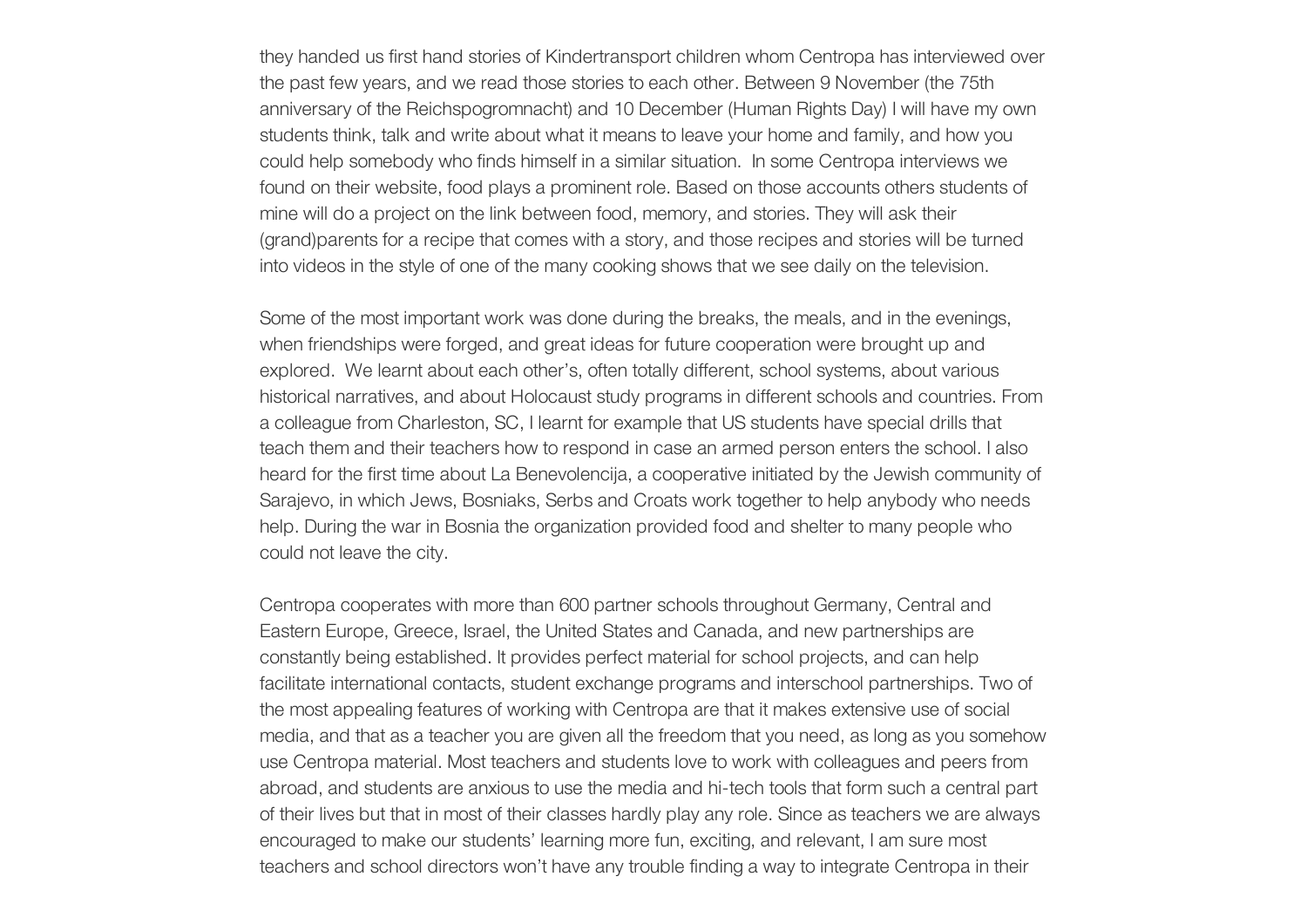they handed us first hand stories of Kindertransport children whom Centropa has interviewed over the past few years, and we read those stories to each other. Between 9 November (the 75th anniversary of the Reichspogromnacht) and 10 December (Human Rights Day) I will have my own students think, talk and write about what it means to leave your home and family, and how you could help somebody who finds himself in a similar situation. In some Centropa interviews we found on their website, food plays a prominent role. Based on those accounts others students of mine will do a project on the link between food, memory, and stories. They will ask their (grand)parents for a recipe that comes with a story, and those recipes and stories will be turned into videos in the style of one of the many cooking shows that we see daily on the television.

Some of the most important work was done during the breaks, the meals, and in the evenings, when friendships were forged, and great ideas for future cooperation were brought up and explored. We learnt about each other's, often totally different, school systems, about various historical narratives, and about Holocaust study programs in different schools and countries. From a colleague from Charleston, SC, I learnt for example that US students have special drills that teach them and their teachers how to respond in case an armed person enters the school. I also heard for the first time about La Benevolencija, a cooperative initiated by the Jewish community of Sarajevo, in which Jews, Bosniaks, Serbs and Croats work together to help anybody who needs help. During the war in Bosnia the organization provided food and shelter to many people who could not leave the city.

Centropa cooperates with more than 600 partner schools throughout Germany, Central and Eastern Europe, Greece, Israel, the United States and Canada, and new partnerships are constantly being established. It provides perfect material for school projects, and can help facilitate international contacts, student exchange programs and interschool partnerships. Two of the most appealing features of working with Centropa are that it makes extensive use of social media, and that as a teacher you are given all the freedom that you need, as long as you somehow use Centropa material. Most teachers and students love to work with colleagues and peers from abroad, and students are anxious to use the media and hi-tech tools that form such a central part of their lives but that in most of their classes hardly play any role. Since as teachers we are always encouraged to make our students' learning more fun, exciting, and relevant, I am sure most teachers and school directors won't have any trouble finding a way to integrate Centropa in their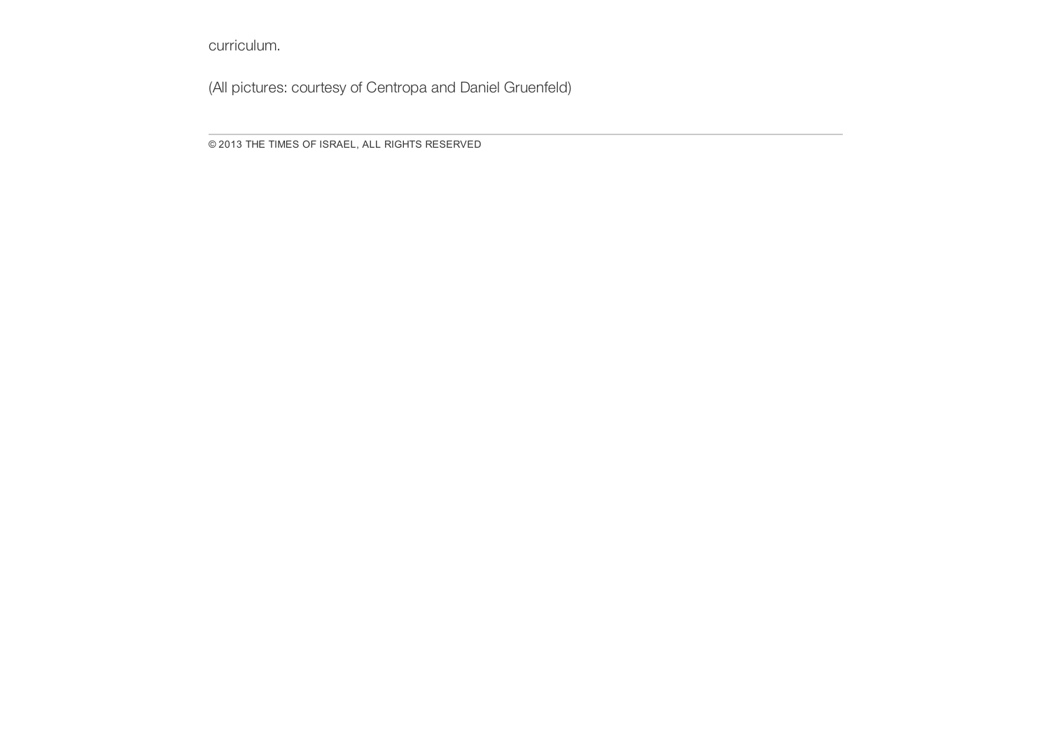curriculum.

(All pictures: courtesy of Centropa and Daniel Gruenfeld)

---

© 2013 THE TIMES OF ISRAEL, ALL RIGHTS RESERVED